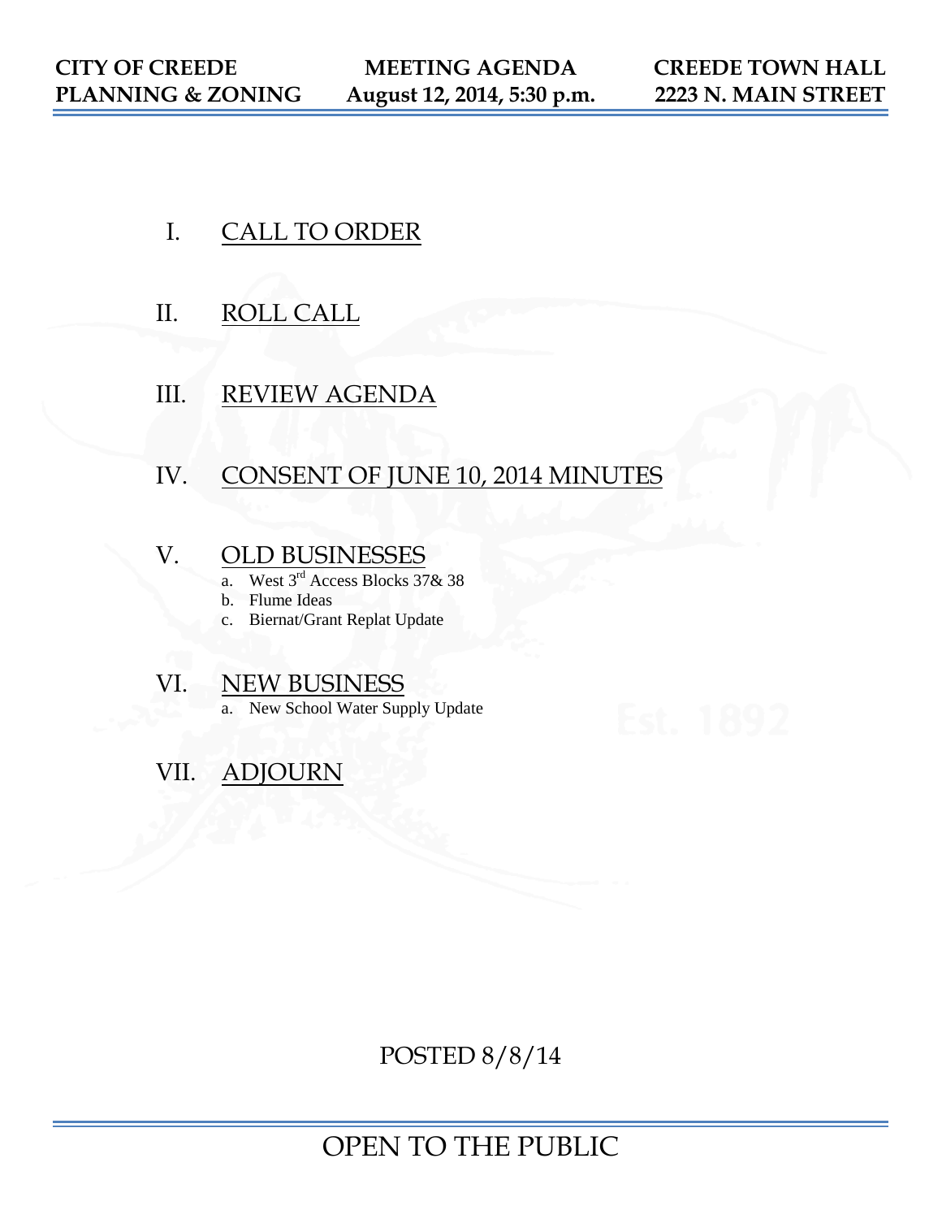**CITY OF CREEDE**
**PLANNING & ZONING**

**MEETING AGENDA**
**August 12, 2014, 5:30 p.m.**

**CREEDE TOWN HALL**
**2223 N. MAIN STREET**

I. CALL TO ORDER

II. ROLL CALL

III. REVIEW AGENDA

IV. CONSENT OF JUNE 10, 2014 MINUTES

V. OLD BUSINESSES
   a. West 3rd Access Blocks 37& 38
   b. Flume Ideas
   c. Biernat/Grant Replat Update

VI. NEW BUSINESS
   a. New School Water Supply Update

VII. ADJOURN

Est. 1892

POSTED 8/8/14

OPEN TO THE PUBLIC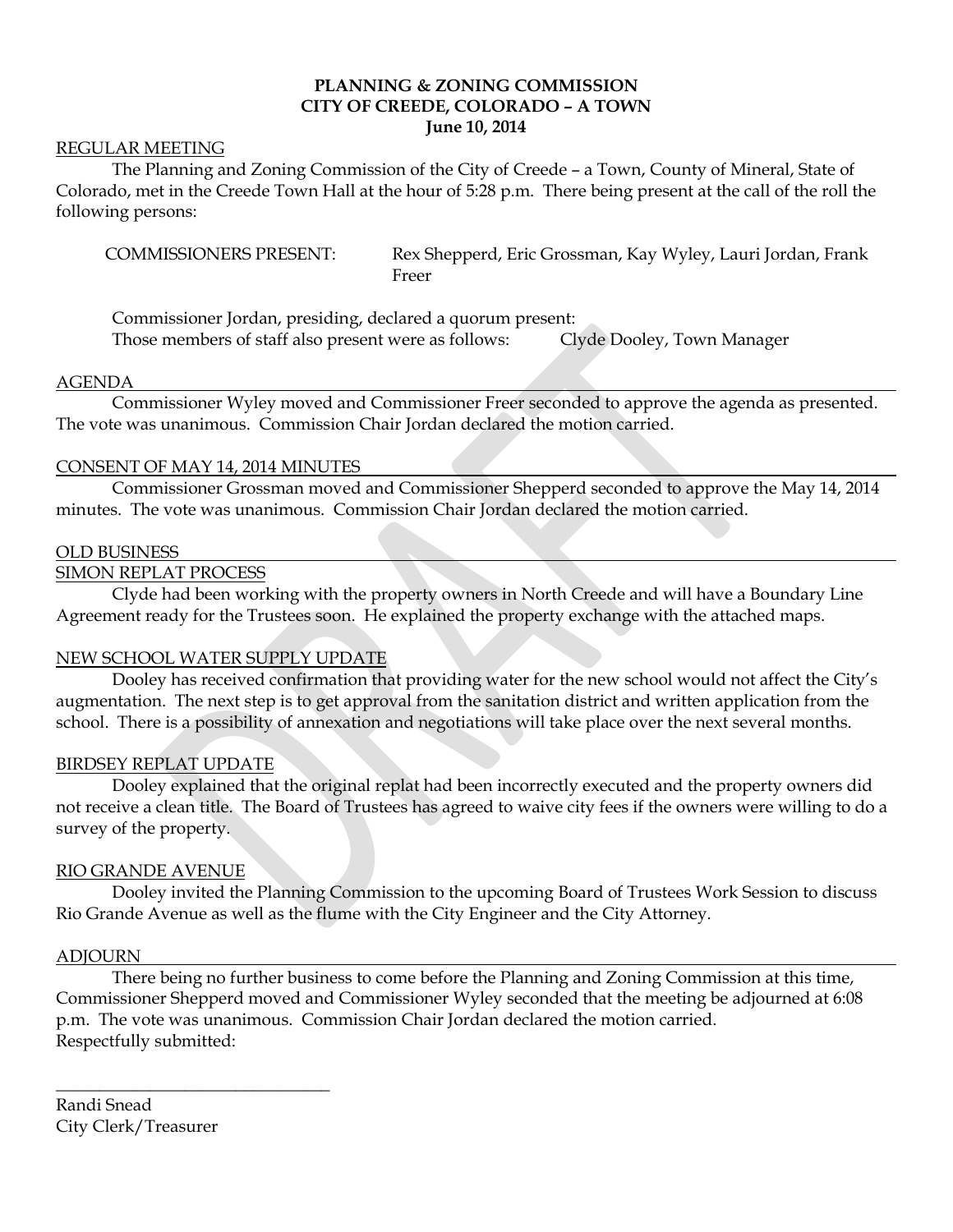**PLANNING & ZONING COMMISSION**
**CITY OF CREEDE, COLORADO – A TOWN**
**June 10, 2014**

REGULAR MEETING

The Planning and Zoning Commission of the City of Creede – a Town, County of Mineral, State of Colorado, met in the Creede Town Hall at the hour of 5:28 p.m. There being present at the call of the roll the following persons:

COMMISSIONERS PRESENT: Rex Shepperd, Eric Grossman, Kay Wyley, Lauri Jordan, Frank Freer

Commissioner Jordan, presiding, declared a quorum present:
Those members of staff also present were as follows: Clyde Dooley, Town Manager

AGENDA

Commissioner Wyley moved and Commissioner Freer seconded to approve the agenda as presented. The vote was unanimous. Commission Chair Jordan declared the motion carried.

CONSENT OF MAY 14, 2014 MINUTES

Commissioner Grossman moved and Commissioner Shepperd seconded to approve the May 14, 2014 minutes. The vote was unanimous. Commission Chair Jordan declared the motion carried.

OLD BUSINESS

SIMON REPLAT PROCESS

Clyde had been working with the property owners in North Creede and will have a Boundary Line Agreement ready for the Trustees soon. He explained the property exchange with the attached maps.

NEW SCHOOL WATER SUPPLY UPDATE

Dooley has received confirmation that providing water for the new school would not affect the City's augmentation. The next step is to get approval from the sanitation district and written application from the school. There is a possibility of annexation and negotiations will take place over the next several months.

BIRDSEY REPLAT UPDATE

Dooley explained that the original replat had been incorrectly executed and the property owners did not receive a clean title. The Board of Trustees has agreed to waive city fees if the owners were willing to do a survey of the property.

RIO GRANDE AVENUE

Dooley invited the Planning Commission to the upcoming Board of Trustees Work Session to discuss Rio Grande Avenue as well as the flume with the City Engineer and the City Attorney.

ADJOURN

There being no further business to come before the Planning and Zoning Commission at this time, Commissioner Shepperd moved and Commissioner Wyley seconded that the meeting be adjourned at 6:08 p.m. The vote was unanimous. Commission Chair Jordan declared the motion carried.
Respectfully submitted:

\_\_\_\_\_\_\_\_\_\_\_\_\_\_\_\_\_\_\_\_\_\_\_\_\_\_\_\_\_\_\_\_

Randi Snead
City Clerk/Treasurer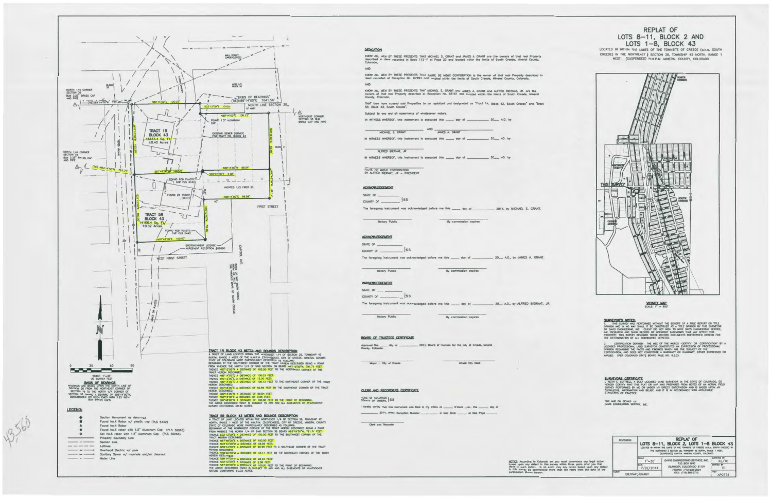# REPLAT OF LOTS 8–11, BLOCK 2 AND LOTS 1–8, BLOCK 43

LOCATED IN WITHIN THE LIMITS OF THE TOWNSITE OF CREEDE (a.k.a. SOUTH CREEDE) IN THE NORTHEAST ¼ SECTION 36, TOWNSHIP 42 NORTH, RANGE 1 WEST, (SUSPENDED) N.M.P.M. MINERAL COUNTY, COLORADO

## DEDICATION

KNOW ALL MEN BY THESE PRESENTS THAT MICHAEL S. GRANT and JAMES A. GRANT are the owners of that real Property described in deed recorded in Book 112–F at Page 22 and located within the limits of South Creede, Mineral County, Colorado,

AND

KNOW ALL MEN BY THESE PRESENTS THAT FAUTE DE MIEUX CORPORATION is the owner of that real Property described in deed recorded at Reception No. 67994 and located within the limits of South Creede, Mineral County, Colorado,

AND

KNOW ALL MEN BY THESE PRESENTS THAT MICHAEL S. GRANT and JAMES A. GRANT and ALFRED BIERNAT, JR. are the owners of that real Property described at Reception No. 68161 and located within the limits of South Creede, Mineral County, Colorado.

THAT they have caused said Properties to be replatted and designated as "Tract 1R, Block 43, South Creede" and "Tract 5R, Block 43, South Creede",

Subject to any and all easements of whatsoever nature.

IN WITNESS WHEREOF, this instrument is executed this _____ day of __________ 20___ A.D. by

MICHAEL S. GRANT AND JAMES A. GRANT

IN WITNESS WHEREOF, this instrument is executed this _____ day of __________ 20___ AD. by

ALFRED BIERNAT, JR

IN WITNESS WHEREOF, this instrument is executed this _____ day of __________ 20___ AD. by

FAUTE DE MIEUX CORPORATION
BY ALFRED BIERNAT, JR – PRESIDENT

## ACKNOWLEDGEMENT

STATE OF __________
COUNTY OF __________ }SS

The foregoing instrument was acknowledged before me this _____ day of __________ 2014, by MICHAEL S. GRANT.

Notary Public — My commission expires

## ACKNOWLEDGEMENT

STATE OF __________
COUNTY OF __________ }SS

The foregoing instrument was acknowledged before me this _____ day of __________ 20___ A.D., by JAMES A. GRANT.

Notary Public — My commission expires

## ACKNOWLEDGEMENT

STATE OF __________
COUNTY OF __________ }SS

The foregoing instrument was acknowledged before me this _____ day of __________ 20___ A.D., by ALFRED BIERNAT, JR.

Notary Public — My commission expires

## BOARD OF TRUSTEE'S CERTIFICATE

Approved this _____ day of __________ 2014, Board of Trustees for the City of Creede, Mineral County, Colorado.

Mayor – City of Creede — Attest: City Clerk

## CLERK AND RECORDERS CERTIFICATE

STATE OF COLORADO
COUNTY OF MINERAL }SS

I hereby certify that this instrument was filed in my office at _____ O'clock ___m., this _____ day of __________ 2014, under Reception Number __________ in Map Book _____ at Map Page _____

Clerk and Recorder

## TRACT 1R BLOCK 43 METES AND BOUNDS DESCRIPTION

A TRACT OF LAND LOCATED WITHIN THE NORTHEAST 1/4 OF SECTION 36, TOWNSHIP 42 NORTH, RANGE 1 WEST OF THE N.M.P.M. (SUSPENDED), CITY OF CREEDE, MINERAL COUNTY, STATE OF COLORADO MORE PARTICULARLY DESCRIBED AS FOLLOWS:
BEGINNING AT THE SOUTHWEST CORNER OF THE TRACT HEREIN DESCRIBED BEING A POINT FROM WHENCE THE NORTH 1/4 OF SAID SECTION 36 BEARS N62°16'50"W, 791.71 FEET;
THENCE N02°12'00"W A DISTANCE OF 102.50 FEET TO THE NORTHWEST CORNER OF THE TRACT HEREIN DESCRIBED;
THENCE N89°14'00"E A DISTANCE OF 100.03 FEET;
THENCE S02°12'00"E A DISTANCE OF 15.00 FEET;
THENCE N89°14'00"E A DISTANCE OF 100.12 FEET TO THE NORTHEAST CORNER OF THE TRACT HEREIN DESCRIBED;
THENCE S02°46'00"E A DISTANCE OF 82.89 FEET TO THE SOUTHEAST CORNER OF THE TRACT HEREIN DESCRIBED;
THENCE S89°14'00"W A DISTANCE OF 98.04 FEET;
THENCE S02°12'00"E A DISTANCE OF 2.08 FEET;
THENCE S87°48'00"W A DISTANCE OF 100.00 FEET TO THE POINT OF BEGINNING.
THE ABOVE DESCRIBED TRACT IS SUBJECT TO ANY AND ALL EASEMENTS OF WHATSOEVER NATURE CONTAINING ±0.42 ACRES.

## TRACT 5R BLOCK 43 METES AND BOUNDS DESCRIPTION

A TRACT OF LAND LOCATED WITHIN THE NORTHEAST 1/4 OF SECTION 36, TOWNSHIP 42 NORTH, RANGE 1 WEST OF THE N.M.P.M. (SUSPENDED), CITY OF CREEDE, MINERAL COUNTY, STATE OF COLORADO MORE PARTICULARLY DESCRIBED AS FOLLOWS:
BEGINNING AT THE NORTHWEST CORNER OF THE TRACT HEREIN DESCRIBED BEING A POINT FROM WHENCE THE NORTH 1/4 OF SAID SECTION 36 BEARS N62°16'50"W, 791.71 FEET;
THENCE S02°12'00"E A DISTANCE OF 100.00 FEET TO THE SOUTHWEST CORNER OF THE TRACT HEREIN DESCRIBED;
THENCE N87°48'00"E A DISTANCE OF 100.00 FEET;
THENCE N02°12'00"W A DISTANCE OF 58.56 FEET;
THENCE N89°14'00"E A DISTANCE OF 98.99 FEET TO A SOUTHEAST CORNER OF THE TRACT HEREIN DESCRIBED;
THENCE N02°46'00"W A DISTANCE OF 43.11 FEET TO THE NORTHEAST CORNER OF THE TRACT HEREIN DESCRIBED;
THENCE S89°14'00"W A DISTANCE OF 98.04 FEET;
THENCE S02°12'00"E A DISTANCE OF 2.08 FEET;
THENCE S87°48'00"W A DISTANCE OF 100.00 FEET TO THE POINT OF BEGINNING.
THE ABOVE DESCRIBED TRACT IS SUBJECT TO ANY AND ALL EASEMENTS OF WHATSOEVER NATURE CONTAINING ±0.32 ACRES.

TRACT 1R BLOCK 43 — 18337.4 Sq. Ft. ±0.42 Acres

TRACT 5R BLOCK 43 — 14106.4 Sq. Ft. ±0.32 Acres

"BASIS OF BEARINGS" (TIE) N89°14'00"E 1541.56'

NORTH 1/4 CORNER SECTION 36 BLM 3.25" BRASS CAP AND PIPE

NORTHEAST CORNER SECTION 36 BLM BRASS CAP AND PIPE

(TIE) N62°16'50"W 791.71'

EXISTING SEWER SERVICE FOR TRACT 5R, BLOCK 43

VACATED 1/2 FIRST ST.

FIRST STREET

WEST FIRST STREET

ENCROACHMENT LICENSE AGREEMENT RECEPTION #68680

SCALE: 1"=30'
US SURVEY FEET

## BASIS OF BEARINGS

BEARINGS ARE BASED UPON THE NORTH LINE OF SECTION 36 FROM THE NORTHEAST CORNER OF SECTION 36 TO THE NORTH 1/4 CORNER OF SECTION 36 HAVING A BEARING OF S89°14'00"W, MONUMENTED ON BOTH ENDS WITH 3.25 INCH BLM BRASS CAPS

## LEGEND:

- Section Monument as described
- Found No.4 Rebar w/ plastic cap (PLS 5442)
- Found No.4 Rebar
- Found No.5 rebar with 1.5" Aluminum Cap (PLS 38063)
- Set No.5 rebar with 1.5" Aluminum Cap (PLS 38063)
- Property Boundary Line
- Section Line
- Lotlines
- Overhead Electric w/ pole
- Sanitary Sewer w/ manhole and/or cleanout
- Water Line

VICINITY MAP
SCALE: 1" = 600'

## SURVEYOR'S NOTES:

1. THIS SURVEY WAS PERFORMED WITHOUT THE BENEFIT OF A TITLE REPORT OR TITLE OPINION AND IN NO WAY SHALL IT BE CONSTRUED AS A TITLE OPINION BY THE SURVEYOR OR DAVIS ENGINEERING, INC. CLIENT DID NOT WISH TO HAVE DAVIS ENGINEERING SERVICE, INC. RESEARCH AND SHOW RECORD OR APPARENT EASEMENTS THAT MAY AFFECT THIS PROPERTY. THIS SURVEY REVIEWED THOSE RECORD DOCUMENTS REFERENCED HEREON FOR THE DETERMINATION OF ALL BOUNDARIES DEPICTED.

2. CERTIFICATION DEFINED: THE USE OF THE WORDS "CERTIFY" OR "CERTIFICATION" BY A LICENSED PROFESSIONAL LAND SURVEYOR CONSTITUTES AN EXPRESSION OF PROFESSIONAL OPINION REGARDING THE FACTS AND FINDINGS WHICH ARE THE SUBJECT OF THE CERTIFICATION, AND DOES NOT CONSTITUTE A WARRANTY OR GUARANTY, EITHER EXPRESSED OR IMPLIED. (PER COLORADO STATE BOARD RULE NO. 6.2.2).

## SURVEYORS CERTIFICATE

I, KEITH C. LUTTRELL, A DULY LICENSED LAND SURVEYOR IN THE STATE OF COLORADO, DO HEREBY CERTIFY THAT THIS PLAT OR MAP WAS PREPARED FROM NOTES OF AN ACTUAL FIELD SURVEY PERFORMED BY ME OR UNDER MY DIRECT SUPERVISION AND IS BASED UPON MY KNOWLEDGE, INFORMATION AND BELIEF, AND IT IS IN ACCORDANCE WITH APPLICABLE STANDARDS OF PRACTICE.

FOR AND ON BEHALF OF DAVIS ENGINEERING SERVICE, INC.

NOTICE: According to Colorado law you must commence any legal action based upon any defect in this survey within three years after you first discover such defect. In no event may any action based upon any defect in this survey be commenced more than ten years from the date of the certification shown hereon.

| REVISIONS | REPLAT OF LOTS 8–11, BLOCK 2, LOTS 1–8 BLOCK 43 | |
|---|---|---|
| SCALE 1"=30' | DAVIS ENGINEERING SERVICE, INC. P.O. BOX 1840 ALAMOSA, COLORADO 81101 PHONE: (719) 589-3004 | SURVEYED BY KL/TC |
| DATE 7/22/2014 | | DRAFTED BY TC |
| CLIENT BIERNAT/GRANT | | FILE AP0776 |

43,560